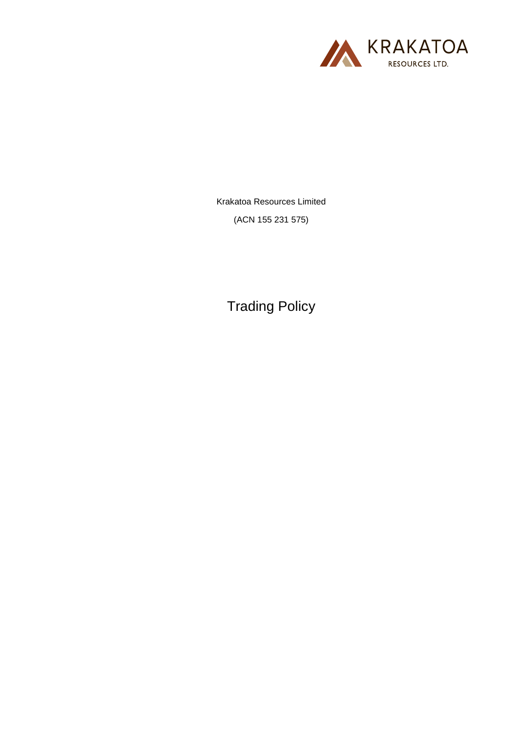KRAKATOA RESOURCES LTD.

Krakatoa Resources Limited

(ACN 155 231 575)

# Trading Policy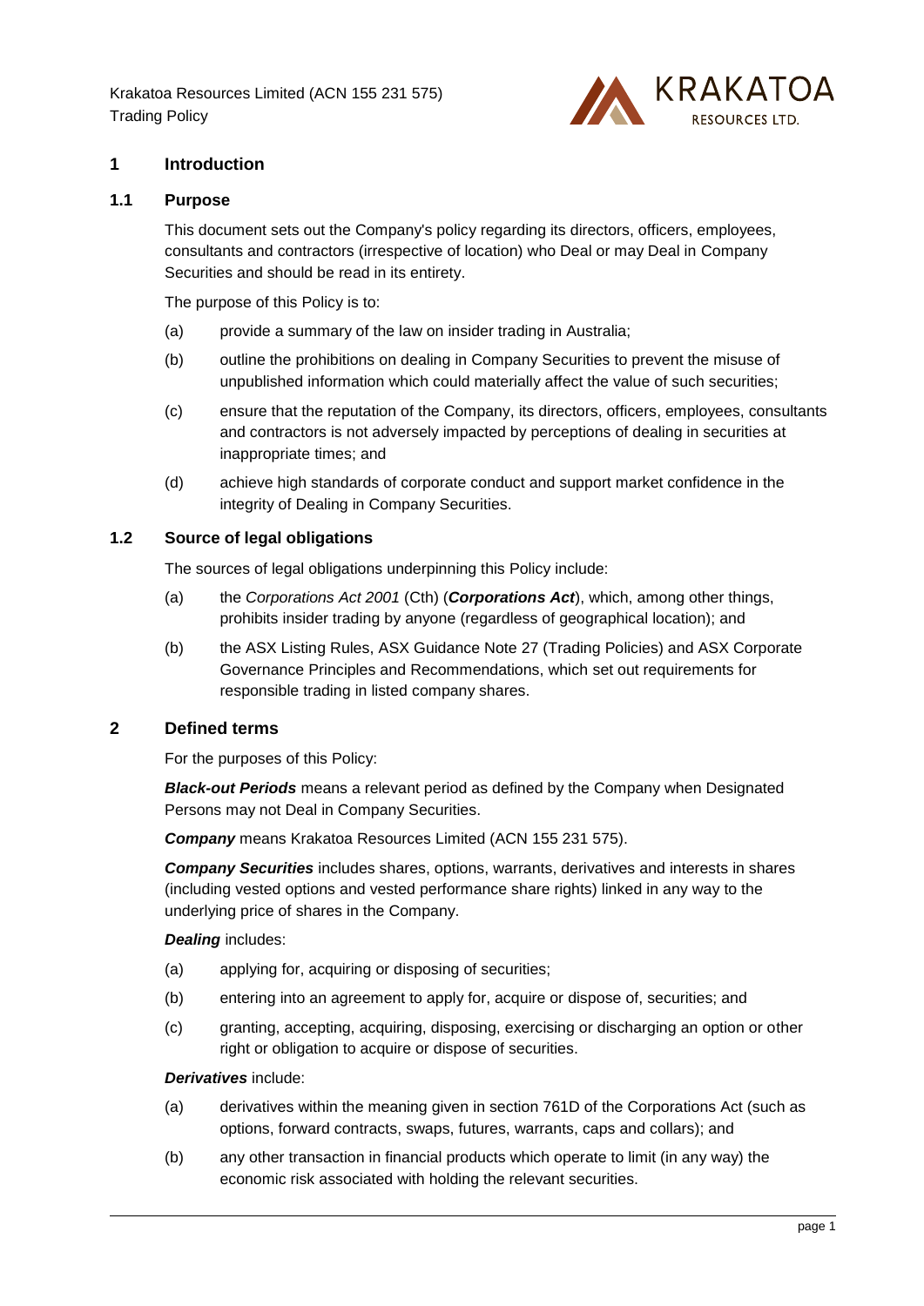## 1 Introduction

### 1.1 Purpose

This document sets out the Company's policy regarding its directors, officers, employees, consultants and contractors (irrespective of location) who Deal or may Deal in Company Securities and should be read in its entirety.

The purpose of this Policy is to:

(a) provide a summary of the law on insider trading in Australia;

(b) outline the prohibitions on dealing in Company Securities to prevent the misuse of unpublished information which could materially affect the value of such securities;

(c) ensure that the reputation of the Company, its directors, officers, employees, consultants and contractors is not adversely impacted by perceptions of dealing in securities at inappropriate times; and

(d) achieve high standards of corporate conduct and support market confidence in the integrity of Dealing in Company Securities.

### 1.2 Source of legal obligations

The sources of legal obligations underpinning this Policy include:

(a) the *Corporations Act 2001* (Cth) (***Corporations Act***), which, among other things, prohibits insider trading by anyone (regardless of geographical location); and

(b) the ASX Listing Rules, ASX Guidance Note 27 (Trading Policies) and ASX Corporate Governance Principles and Recommendations, which set out requirements for responsible trading in listed company shares.

## 2 Defined terms

For the purposes of this Policy:

***Black-out Periods*** means a relevant period as defined by the Company when Designated Persons may not Deal in Company Securities.

***Company*** means Krakatoa Resources Limited (ACN 155 231 575).

***Company Securities*** includes shares, options, warrants, derivatives and interests in shares (including vested options and vested performance share rights) linked in any way to the underlying price of shares in the Company.

***Dealing*** includes:

(a) applying for, acquiring or disposing of securities;

(b) entering into an agreement to apply for, acquire or dispose of, securities; and

(c) granting, accepting, acquiring, disposing, exercising or discharging an option or other right or obligation to acquire or dispose of securities.

***Derivatives*** include:

(a) derivatives within the meaning given in section 761D of the Corporations Act (such as options, forward contracts, swaps, futures, warrants, caps and collars); and

(b) any other transaction in financial products which operate to limit (in any way) the economic risk associated with holding the relevant securities.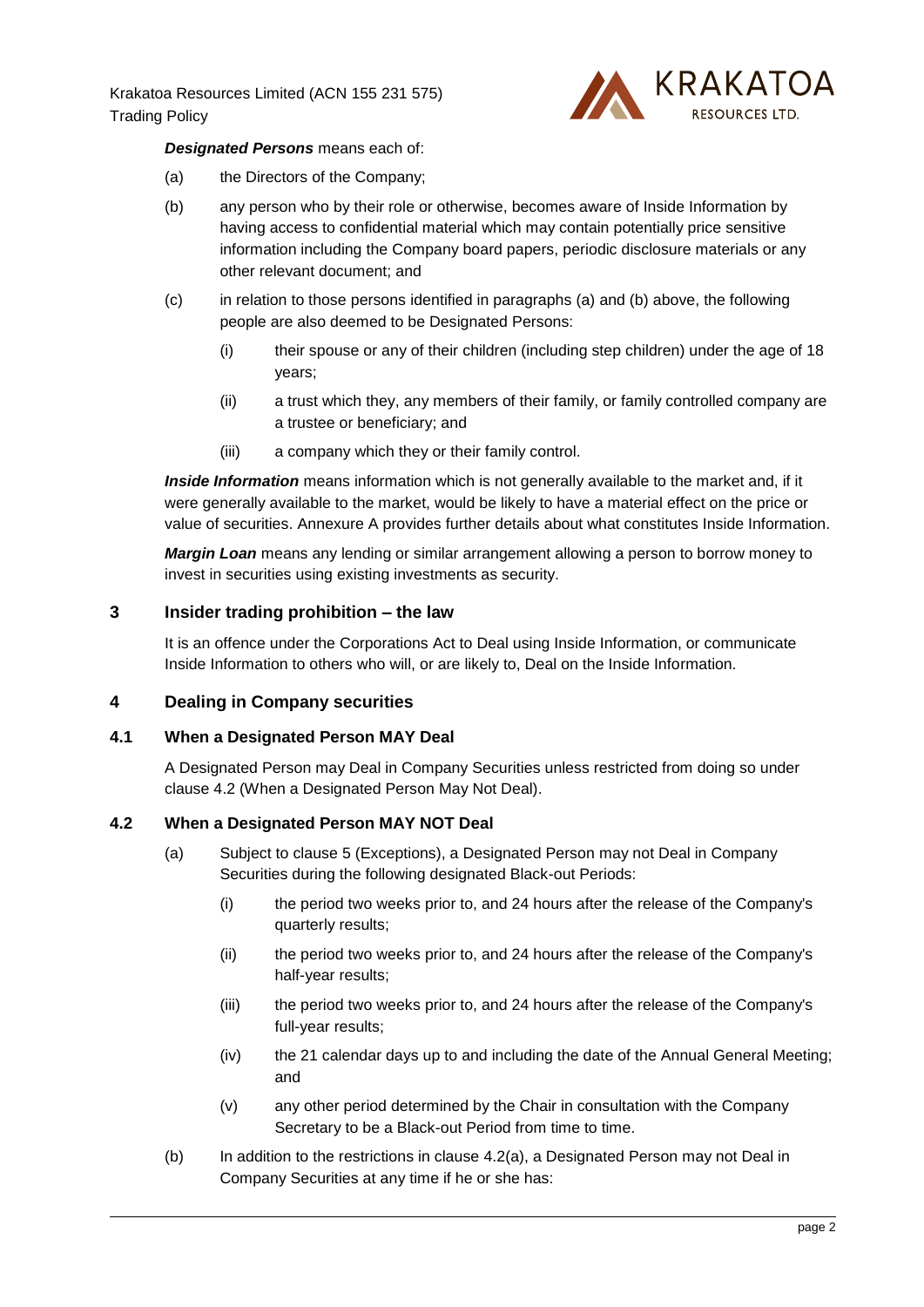***Designated Persons*** means each of:

(a) the Directors of the Company;

(b) any person who by their role or otherwise, becomes aware of Inside Information by having access to confidential material which may contain potentially price sensitive information including the Company board papers, periodic disclosure materials or any other relevant document; and

(c) in relation to those persons identified in paragraphs (a) and (b) above, the following people are also deemed to be Designated Persons:

  (i) their spouse or any of their children (including step children) under the age of 18 years;

  (ii) a trust which they, any members of their family, or family controlled company are a trustee or beneficiary; and

  (iii) a company which they or their family control.

***Inside Information*** means information which is not generally available to the market and, if it were generally available to the market, would be likely to have a material effect on the price or value of securities. Annexure A provides further details about what constitutes Inside Information.

***Margin Loan*** means any lending or similar arrangement allowing a person to borrow money to invest in securities using existing investments as security.

## 3 Insider trading prohibition – the law

It is an offence under the Corporations Act to Deal using Inside Information, or communicate Inside Information to others who will, or are likely to, Deal on the Inside Information.

## 4 Dealing in Company securities

### 4.1 When a Designated Person MAY Deal

A Designated Person may Deal in Company Securities unless restricted from doing so under clause 4.2 (When a Designated Person May Not Deal).

### 4.2 When a Designated Person MAY NOT Deal

(a) Subject to clause 5 (Exceptions), a Designated Person may not Deal in Company Securities during the following designated Black-out Periods:

  (i) the period two weeks prior to, and 24 hours after the release of the Company's quarterly results;

  (ii) the period two weeks prior to, and 24 hours after the release of the Company's half-year results;

  (iii) the period two weeks prior to, and 24 hours after the release of the Company's full-year results;

  (iv) the 21 calendar days up to and including the date of the Annual General Meeting; and

  (v) any other period determined by the Chair in consultation with the Company Secretary to be a Black-out Period from time to time.

(b) In addition to the restrictions in clause 4.2(a), a Designated Person may not Deal in Company Securities at any time if he or she has: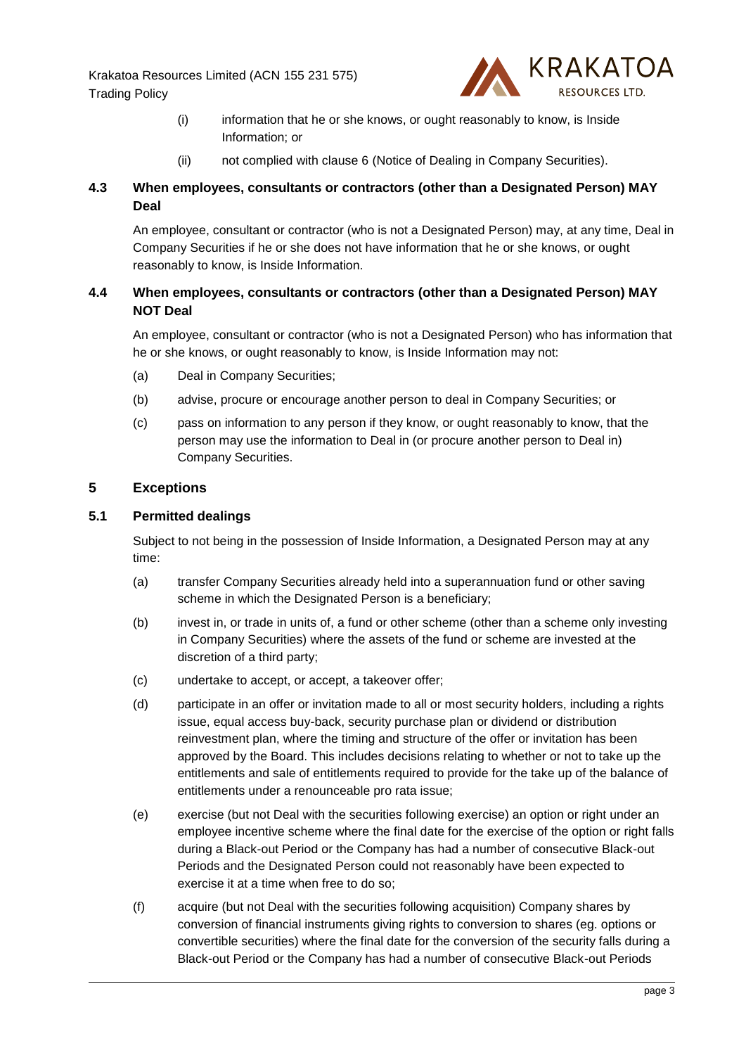(i) information that he or she knows, or ought reasonably to know, is Inside Information; or

(ii) not complied with clause 6 (Notice of Dealing in Company Securities).

### 4.3 When employees, consultants or contractors (other than a Designated Person) MAY Deal

An employee, consultant or contractor (who is not a Designated Person) may, at any time, Deal in Company Securities if he or she does not have information that he or she knows, or ought reasonably to know, is Inside Information.

### 4.4 When employees, consultants or contractors (other than a Designated Person) MAY NOT Deal

An employee, consultant or contractor (who is not a Designated Person) who has information that he or she knows, or ought reasonably to know, is Inside Information may not:

(a) Deal in Company Securities;

(b) advise, procure or encourage another person to deal in Company Securities; or

(c) pass on information to any person if they know, or ought reasonably to know, that the person may use the information to Deal in (or procure another person to Deal in) Company Securities.

## 5 Exceptions

### 5.1 Permitted dealings

Subject to not being in the possession of Inside Information, a Designated Person may at any time:

(a) transfer Company Securities already held into a superannuation fund or other saving scheme in which the Designated Person is a beneficiary;

(b) invest in, or trade in units of, a fund or other scheme (other than a scheme only investing in Company Securities) where the assets of the fund or scheme are invested at the discretion of a third party;

(c) undertake to accept, or accept, a takeover offer;

(d) participate in an offer or invitation made to all or most security holders, including a rights issue, equal access buy-back, security purchase plan or dividend or distribution reinvestment plan, where the timing and structure of the offer or invitation has been approved by the Board. This includes decisions relating to whether or not to take up the entitlements and sale of entitlements required to provide for the take up of the balance of entitlements under a renounceable pro rata issue;

(e) exercise (but not Deal with the securities following exercise) an option or right under an employee incentive scheme where the final date for the exercise of the option or right falls during a Black-out Period or the Company has had a number of consecutive Black-out Periods and the Designated Person could not reasonably have been expected to exercise it at a time when free to do so;

(f) acquire (but not Deal with the securities following acquisition) Company shares by conversion of financial instruments giving rights to conversion to shares (eg. options or convertible securities) where the final date for the conversion of the security falls during a Black-out Period or the Company has had a number of consecutive Black-out Periods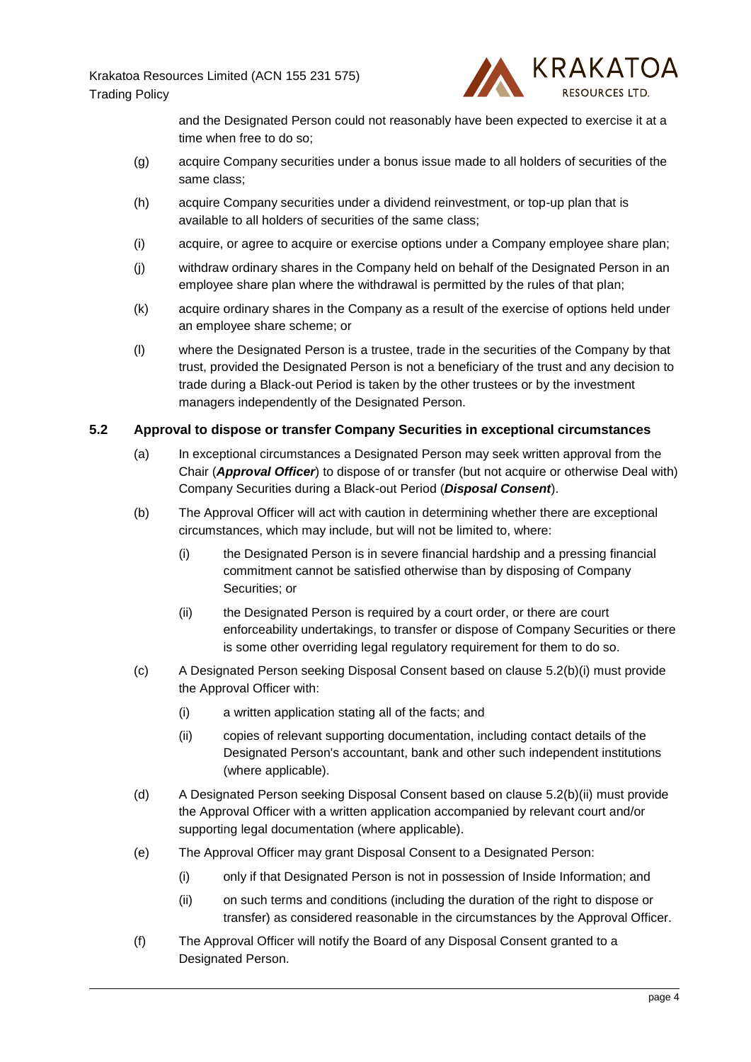and the Designated Person could not reasonably have been expected to exercise it at a time when free to do so;

(g) acquire Company securities under a bonus issue made to all holders of securities of the same class;

(h) acquire Company securities under a dividend reinvestment, or top-up plan that is available to all holders of securities of the same class;

(i) acquire, or agree to acquire or exercise options under a Company employee share plan;

(j) withdraw ordinary shares in the Company held on behalf of the Designated Person in an employee share plan where the withdrawal is permitted by the rules of that plan;

(k) acquire ordinary shares in the Company as a result of the exercise of options held under an employee share scheme; or

(l) where the Designated Person is a trustee, trade in the securities of the Company by that trust, provided the Designated Person is not a beneficiary of the trust and any decision to trade during a Black-out Period is taken by the other trustees or by the investment managers independently of the Designated Person.

### 5.2 Approval to dispose or transfer Company Securities in exceptional circumstances

(a) In exceptional circumstances a Designated Person may seek written approval from the Chair (***Approval Officer***) to dispose of or transfer (but not acquire or otherwise Deal with) Company Securities during a Black-out Period (***Disposal Consent***).

(b) The Approval Officer will act with caution in determining whether there are exceptional circumstances, which may include, but will not be limited to, where:

  (i) the Designated Person is in severe financial hardship and a pressing financial commitment cannot be satisfied otherwise than by disposing of Company Securities; or

  (ii) the Designated Person is required by a court order, or there are court enforceability undertakings, to transfer or dispose of Company Securities or there is some other overriding legal regulatory requirement for them to do so.

(c) A Designated Person seeking Disposal Consent based on clause 5.2(b)(i) must provide the Approval Officer with:

  (i) a written application stating all of the facts; and

  (ii) copies of relevant supporting documentation, including contact details of the Designated Person's accountant, bank and other such independent institutions (where applicable).

(d) A Designated Person seeking Disposal Consent based on clause 5.2(b)(ii) must provide the Approval Officer with a written application accompanied by relevant court and/or supporting legal documentation (where applicable).

(e) The Approval Officer may grant Disposal Consent to a Designated Person:

  (i) only if that Designated Person is not in possession of Inside Information; and

  (ii) on such terms and conditions (including the duration of the right to dispose or transfer) as considered reasonable in the circumstances by the Approval Officer.

(f) The Approval Officer will notify the Board of any Disposal Consent granted to a Designated Person.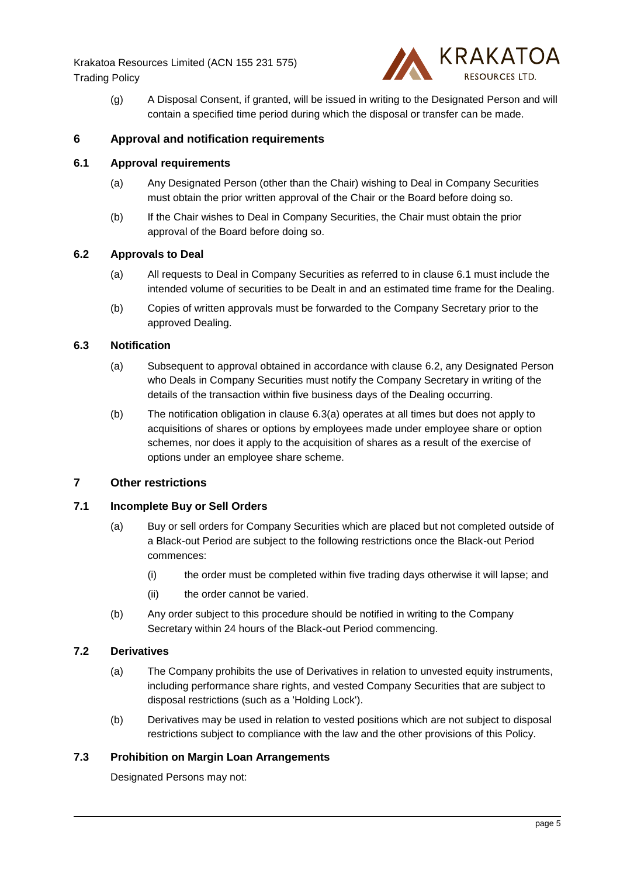(g) A Disposal Consent, if granted, will be issued in writing to the Designated Person and will contain a specified time period during which the disposal or transfer can be made.

## 6 Approval and notification requirements

### 6.1 Approval requirements

(a) Any Designated Person (other than the Chair) wishing to Deal in Company Securities must obtain the prior written approval of the Chair or the Board before doing so.

(b) If the Chair wishes to Deal in Company Securities, the Chair must obtain the prior approval of the Board before doing so.

### 6.2 Approvals to Deal

(a) All requests to Deal in Company Securities as referred to in clause 6.1 must include the intended volume of securities to be Dealt in and an estimated time frame for the Dealing.

(b) Copies of written approvals must be forwarded to the Company Secretary prior to the approved Dealing.

### 6.3 Notification

(a) Subsequent to approval obtained in accordance with clause 6.2, any Designated Person who Deals in Company Securities must notify the Company Secretary in writing of the details of the transaction within five business days of the Dealing occurring.

(b) The notification obligation in clause 6.3(a) operates at all times but does not apply to acquisitions of shares or options by employees made under employee share or option schemes, nor does it apply to the acquisition of shares as a result of the exercise of options under an employee share scheme.

## 7 Other restrictions

### 7.1 Incomplete Buy or Sell Orders

(a) Buy or sell orders for Company Securities which are placed but not completed outside of a Black-out Period are subject to the following restrictions once the Black-out Period commences:

(i) the order must be completed within five trading days otherwise it will lapse; and

(ii) the order cannot be varied.

(b) Any order subject to this procedure should be notified in writing to the Company Secretary within 24 hours of the Black-out Period commencing.

### 7.2 Derivatives

(a) The Company prohibits the use of Derivatives in relation to unvested equity instruments, including performance share rights, and vested Company Securities that are subject to disposal restrictions (such as a 'Holding Lock').

(b) Derivatives may be used in relation to vested positions which are not subject to disposal restrictions subject to compliance with the law and the other provisions of this Policy.

### 7.3 Prohibition on Margin Loan Arrangements

Designated Persons may not: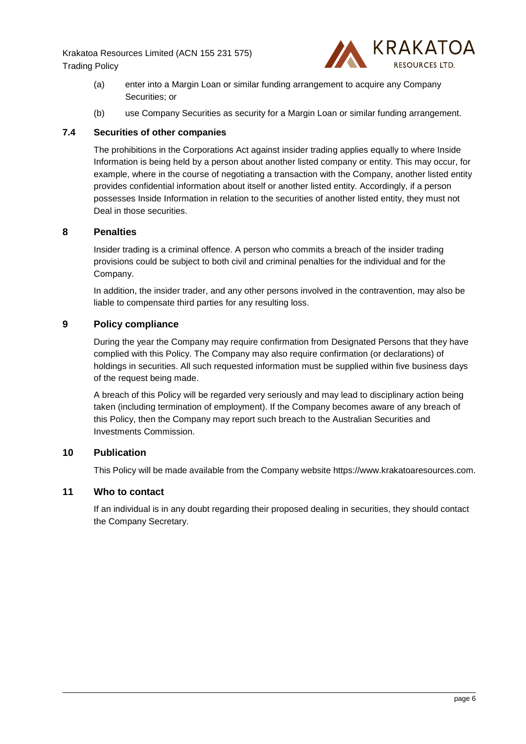(a) enter into a Margin Loan or similar funding arrangement to acquire any Company Securities; or

(b) use Company Securities as security for a Margin Loan or similar funding arrangement.

### 7.4 Securities of other companies

The prohibitions in the Corporations Act against insider trading applies equally to where Inside Information is being held by a person about another listed company or entity. This may occur, for example, where in the course of negotiating a transaction with the Company, another listed entity provides confidential information about itself or another listed entity. Accordingly, if a person possesses Inside Information in relation to the securities of another listed entity, they must not Deal in those securities.

## 8 Penalties

Insider trading is a criminal offence. A person who commits a breach of the insider trading provisions could be subject to both civil and criminal penalties for the individual and for the Company.

In addition, the insider trader, and any other persons involved in the contravention, may also be liable to compensate third parties for any resulting loss.

## 9 Policy compliance

During the year the Company may require confirmation from Designated Persons that they have complied with this Policy. The Company may also require confirmation (or declarations) of holdings in securities. All such requested information must be supplied within five business days of the request being made.

A breach of this Policy will be regarded very seriously and may lead to disciplinary action being taken (including termination of employment). If the Company becomes aware of any breach of this Policy, then the Company may report such breach to the Australian Securities and Investments Commission.

## 10 Publication

This Policy will be made available from the Company website https://www.krakatoaresources.com.

## 11 Who to contact

If an individual is in any doubt regarding their proposed dealing in securities, they should contact the Company Secretary.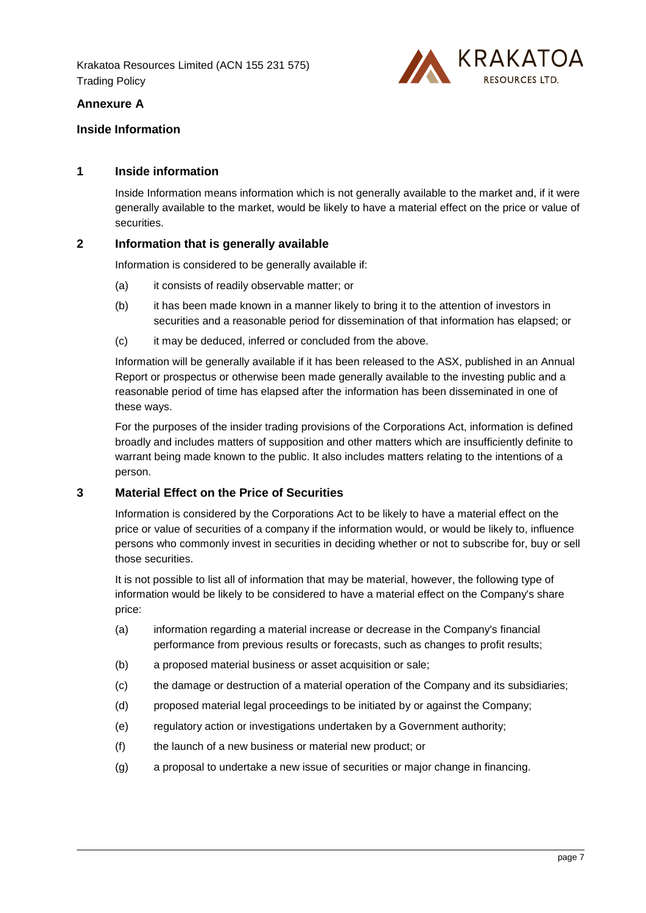## Annexure A

## Inside Information

### 1 Inside information

Inside Information means information which is not generally available to the market and, if it were generally available to the market, would be likely to have a material effect on the price or value of securities.

### 2 Information that is generally available

Information is considered to be generally available if:

(a) it consists of readily observable matter; or

(b) it has been made known in a manner likely to bring it to the attention of investors in securities and a reasonable period for dissemination of that information has elapsed; or

(c) it may be deduced, inferred or concluded from the above.

Information will be generally available if it has been released to the ASX, published in an Annual Report or prospectus or otherwise been made generally available to the investing public and a reasonable period of time has elapsed after the information has been disseminated in one of these ways.

For the purposes of the insider trading provisions of the Corporations Act, information is defined broadly and includes matters of supposition and other matters which are insufficiently definite to warrant being made known to the public. It also includes matters relating to the intentions of a person.

### 3 Material Effect on the Price of Securities

Information is considered by the Corporations Act to be likely to have a material effect on the price or value of securities of a company if the information would, or would be likely to, influence persons who commonly invest in securities in deciding whether or not to subscribe for, buy or sell those securities.

It is not possible to list all of information that may be material, however, the following type of information would be likely to be considered to have a material effect on the Company's share price:

(a) information regarding a material increase or decrease in the Company's financial performance from previous results or forecasts, such as changes to profit results;

(b) a proposed material business or asset acquisition or sale;

(c) the damage or destruction of a material operation of the Company and its subsidiaries;

(d) proposed material legal proceedings to be initiated by or against the Company;

(e) regulatory action or investigations undertaken by a Government authority;

(f) the launch of a new business or material new product; or

(g) a proposal to undertake a new issue of securities or major change in financing.